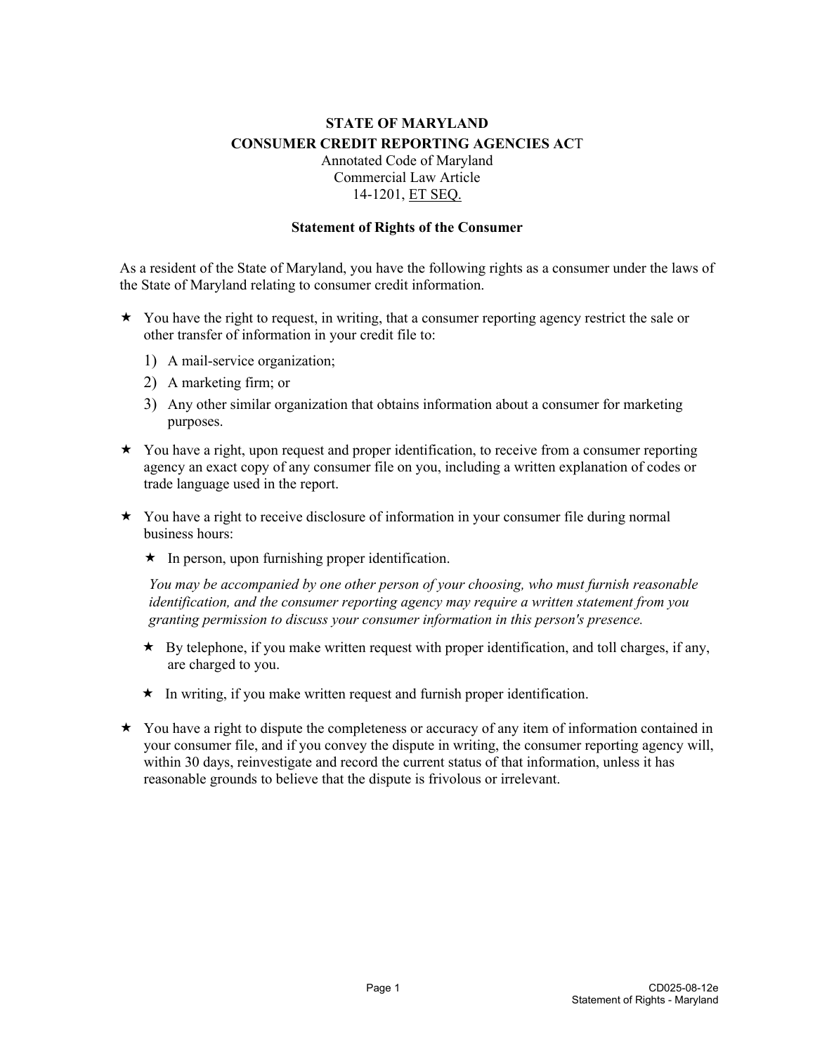**STATE OF MARYLAND**
**CONSUMER CREDIT REPORTING AGENCIES ACT**
Annotated Code of Maryland
Commercial Law Article
14-1201, ET SEQ.

**Statement of Rights of the Consumer**

As a resident of the State of Maryland, you have the following rights as a consumer under the laws of the State of Maryland relating to consumer credit information.

★ You have the right to request, in writing, that a consumer reporting agency restrict the sale or other transfer of information in your credit file to:

1) A mail-service organization;
2) A marketing firm; or
3) Any other similar organization that obtains information about a consumer for marketing purposes.

★ You have a right, upon request and proper identification, to receive from a consumer reporting agency an exact copy of any consumer file on you, including a written explanation of codes or trade language used in the report.

★ You have a right to receive disclosure of information in your consumer file during normal business hours:

★ In person, upon furnishing proper identification.

*You may be accompanied by one other person of your choosing, who must furnish reasonable identification, and the consumer reporting agency may require a written statement from you granting permission to discuss your consumer information in this person's presence.*

★ By telephone, if you make written request with proper identification, and toll charges, if any, are charged to you.

★ In writing, if you make written request and furnish proper identification.

★ You have a right to dispute the completeness or accuracy of any item of information contained in your consumer file, and if you convey the dispute in writing, the consumer reporting agency will, within 30 days, reinvestigate and record the current status of that information, unless it has reasonable grounds to believe that the dispute is frivolous or irrelevant.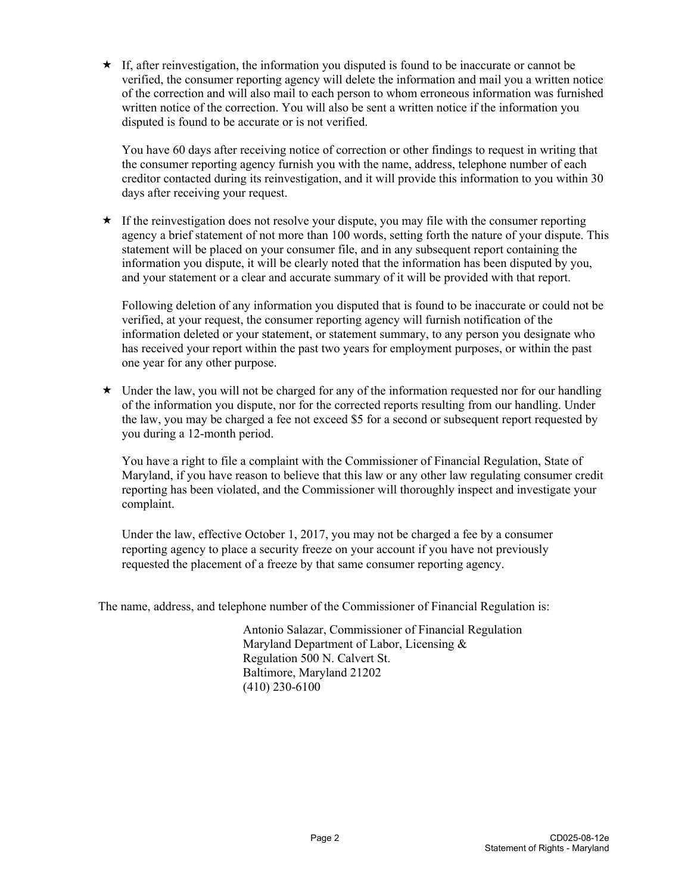- ★ If, after reinvestigation, the information you disputed is found to be inaccurate or cannot be verified, the consumer reporting agency will delete the information and mail you a written notice of the correction and will also mail to each person to whom erroneous information was furnished written notice of the correction. You will also be sent a written notice if the information you disputed is found to be accurate or is not verified.

  You have 60 days after receiving notice of correction or other findings to request in writing that the consumer reporting agency furnish you with the name, address, telephone number of each creditor contacted during its reinvestigation, and it will provide this information to you within 30 days after receiving your request.

- ★ If the reinvestigation does not resolve your dispute, you may file with the consumer reporting agency a brief statement of not more than 100 words, setting forth the nature of your dispute. This statement will be placed on your consumer file, and in any subsequent report containing the information you dispute, it will be clearly noted that the information has been disputed by you, and your statement or a clear and accurate summary of it will be provided with that report.

  Following deletion of any information you disputed that is found to be inaccurate or could not be verified, at your request, the consumer reporting agency will furnish notification of the information deleted or your statement, or statement summary, to any person you designate who has received your report within the past two years for employment purposes, or within the past one year for any other purpose.

- ★ Under the law, you will not be charged for any of the information requested nor for our handling of the information you dispute, nor for the corrected reports resulting from our handling. Under the law, you may be charged a fee not exceed $5 for a second or subsequent report requested by you during a 12-month period.

  You have a right to file a complaint with the Commissioner of Financial Regulation, State of Maryland, if you have reason to believe that this law or any other law regulating consumer credit reporting has been violated, and the Commissioner will thoroughly inspect and investigate your complaint.

  Under the law, effective October 1, 2017, you may not be charged a fee by a consumer reporting agency to place a security freeze on your account if you have not previously requested the placement of a freeze by that same consumer reporting agency.

The name, address, and telephone number of the Commissioner of Financial Regulation is:

> Antonio Salazar, Commissioner of Financial Regulation
> Maryland Department of Labor, Licensing &
> Regulation 500 N. Calvert St.
> Baltimore, Maryland 21202
> (410) 230-6100

CD025-08-12e
Statement of Rights - Maryland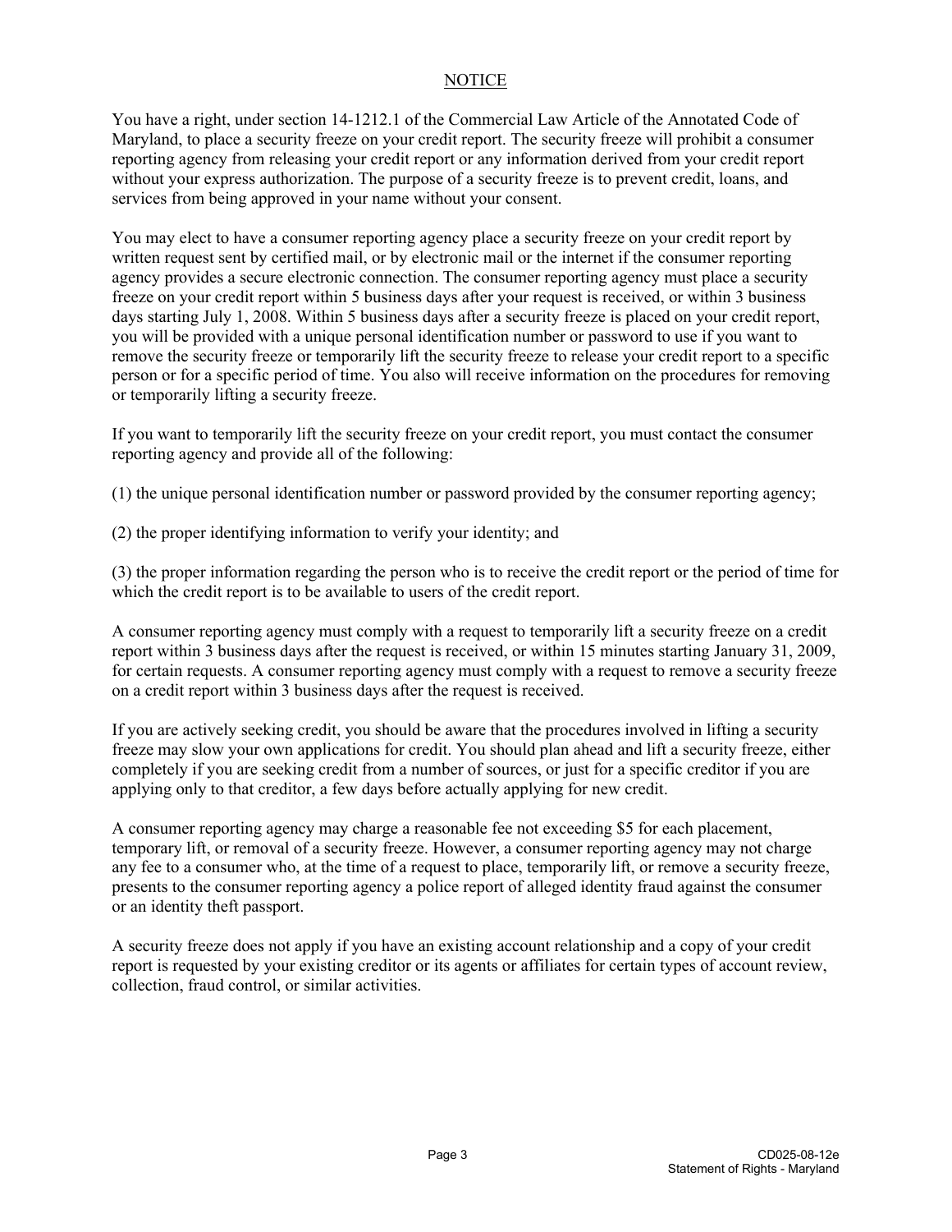## NOTICE

You have a right, under section 14-1212.1 of the Commercial Law Article of the Annotated Code of Maryland, to place a security freeze on your credit report. The security freeze will prohibit a consumer reporting agency from releasing your credit report or any information derived from your credit report without your express authorization. The purpose of a security freeze is to prevent credit, loans, and services from being approved in your name without your consent.

You may elect to have a consumer reporting agency place a security freeze on your credit report by written request sent by certified mail, or by electronic mail or the internet if the consumer reporting agency provides a secure electronic connection. The consumer reporting agency must place a security freeze on your credit report within 5 business days after your request is received, or within 3 business days starting July 1, 2008. Within 5 business days after a security freeze is placed on your credit report, you will be provided with a unique personal identification number or password to use if you want to remove the security freeze or temporarily lift the security freeze to release your credit report to a specific person or for a specific period of time. You also will receive information on the procedures for removing or temporarily lifting a security freeze.

If you want to temporarily lift the security freeze on your credit report, you must contact the consumer reporting agency and provide all of the following:

(1) the unique personal identification number or password provided by the consumer reporting agency;

(2) the proper identifying information to verify your identity; and

(3) the proper information regarding the person who is to receive the credit report or the period of time for which the credit report is to be available to users of the credit report.

A consumer reporting agency must comply with a request to temporarily lift a security freeze on a credit report within 3 business days after the request is received, or within 15 minutes starting January 31, 2009, for certain requests. A consumer reporting agency must comply with a request to remove a security freeze on a credit report within 3 business days after the request is received.

If you are actively seeking credit, you should be aware that the procedures involved in lifting a security freeze may slow your own applications for credit. You should plan ahead and lift a security freeze, either completely if you are seeking credit from a number of sources, or just for a specific creditor if you are applying only to that creditor, a few days before actually applying for new credit.

A consumer reporting agency may charge a reasonable fee not exceeding $5 for each placement, temporary lift, or removal of a security freeze. However, a consumer reporting agency may not charge any fee to a consumer who, at the time of a request to place, temporarily lift, or remove a security freeze, presents to the consumer reporting agency a police report of alleged identity fraud against the consumer or an identity theft passport.

A security freeze does not apply if you have an existing account relationship and a copy of your credit report is requested by your existing creditor or its agents or affiliates for certain types of account review, collection, fraud control, or similar activities.